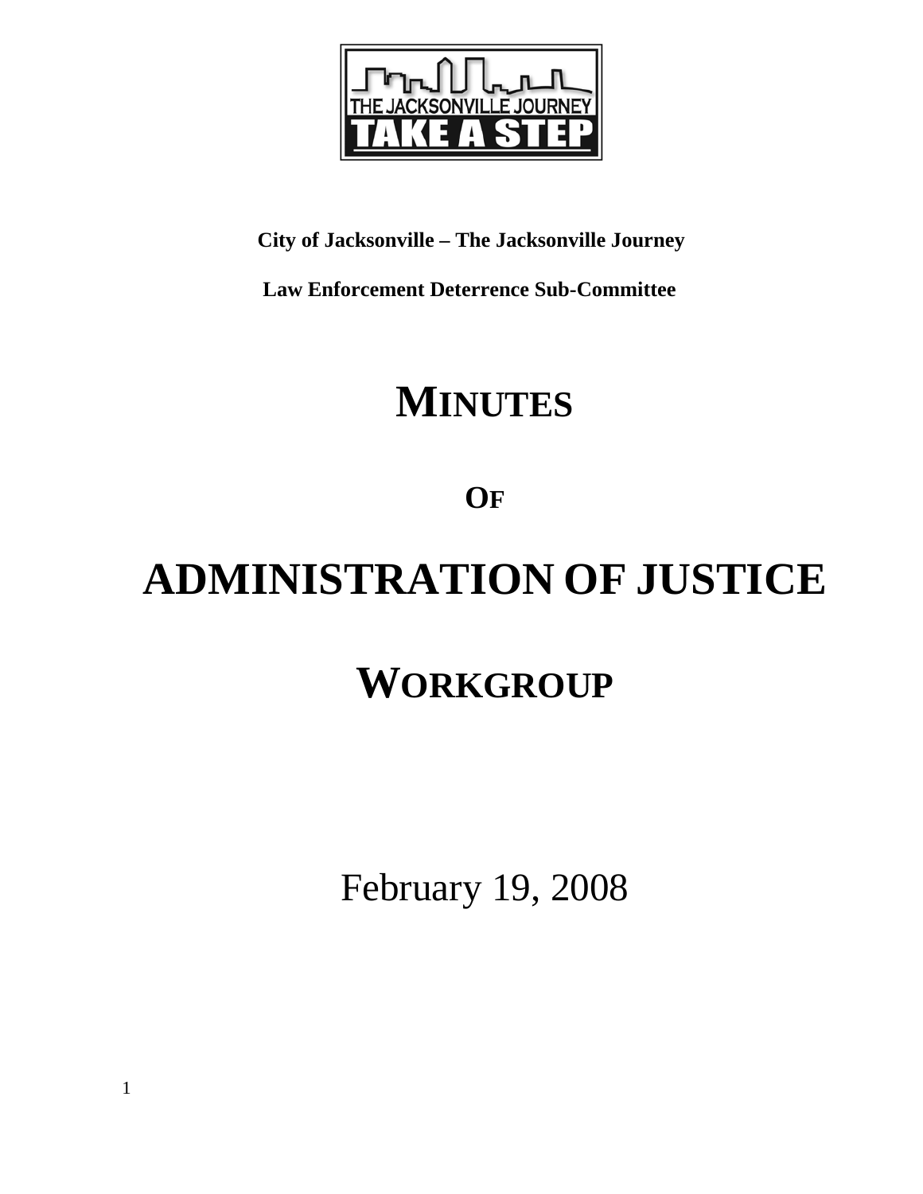**City of Jacksonville – The Jacksonville Journey**

**Law Enforcement Deterrence Sub-Committee**

# MINUTES

# OF

# ADMINISTRATION OF JUSTICE

# WORKGROUP

February 19, 2008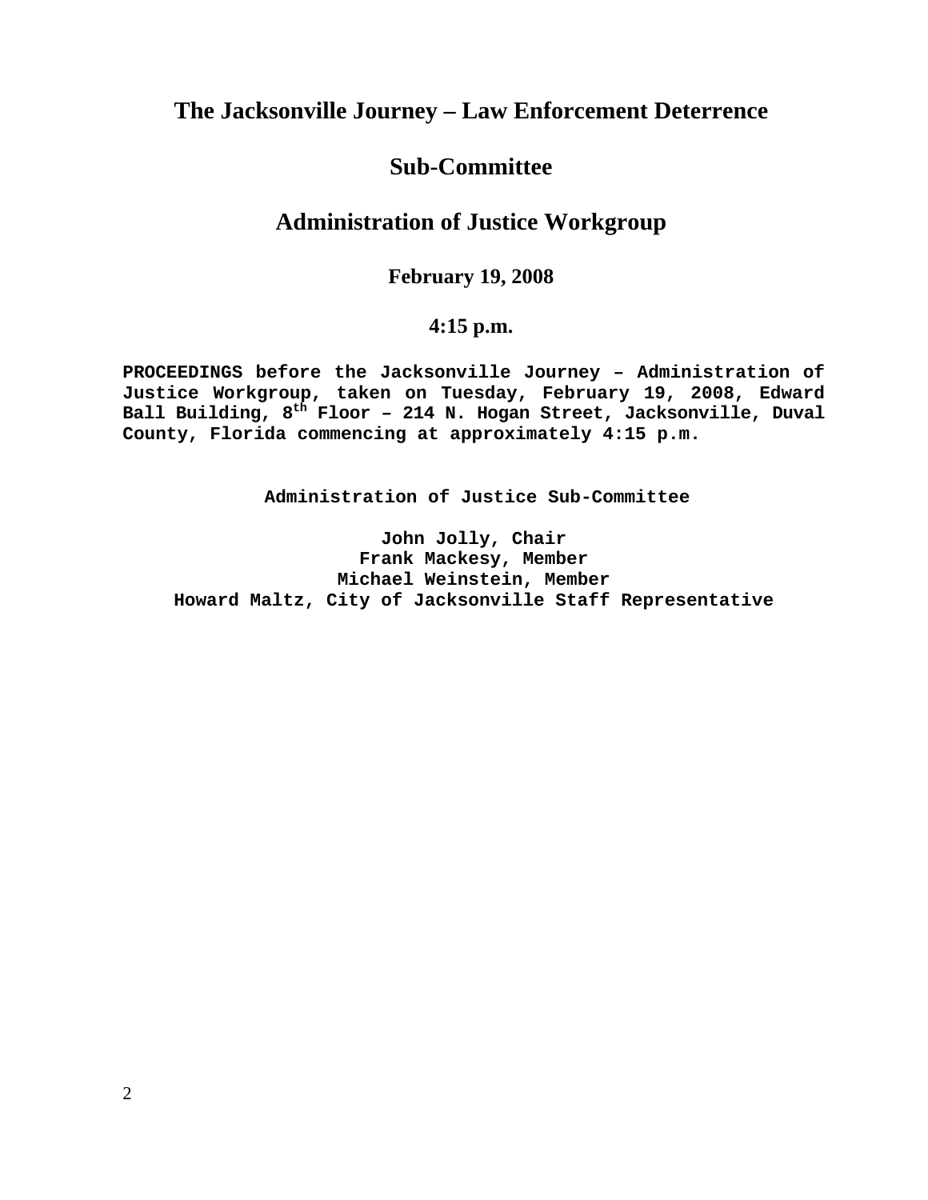# The Jacksonville Journey – Law Enforcement Deterrence

# Sub-Committee

# Administration of Justice Workgroup

**February 19, 2008**

**4:15 p.m.**

**PROCEEDINGS before the Jacksonville Journey – Administration of Justice Workgroup, taken on Tuesday, February 19, 2008, Edward Ball Building, 8th Floor – 214 N. Hogan Street, Jacksonville, Duval County, Florida commencing at approximately 4:15 p.m.**

**Administration of Justice Sub-Committee**

**John Jolly, Chair**
**Frank Mackesy, Member**
**Michael Weinstein, Member**
**Howard Maltz, City of Jacksonville Staff Representative**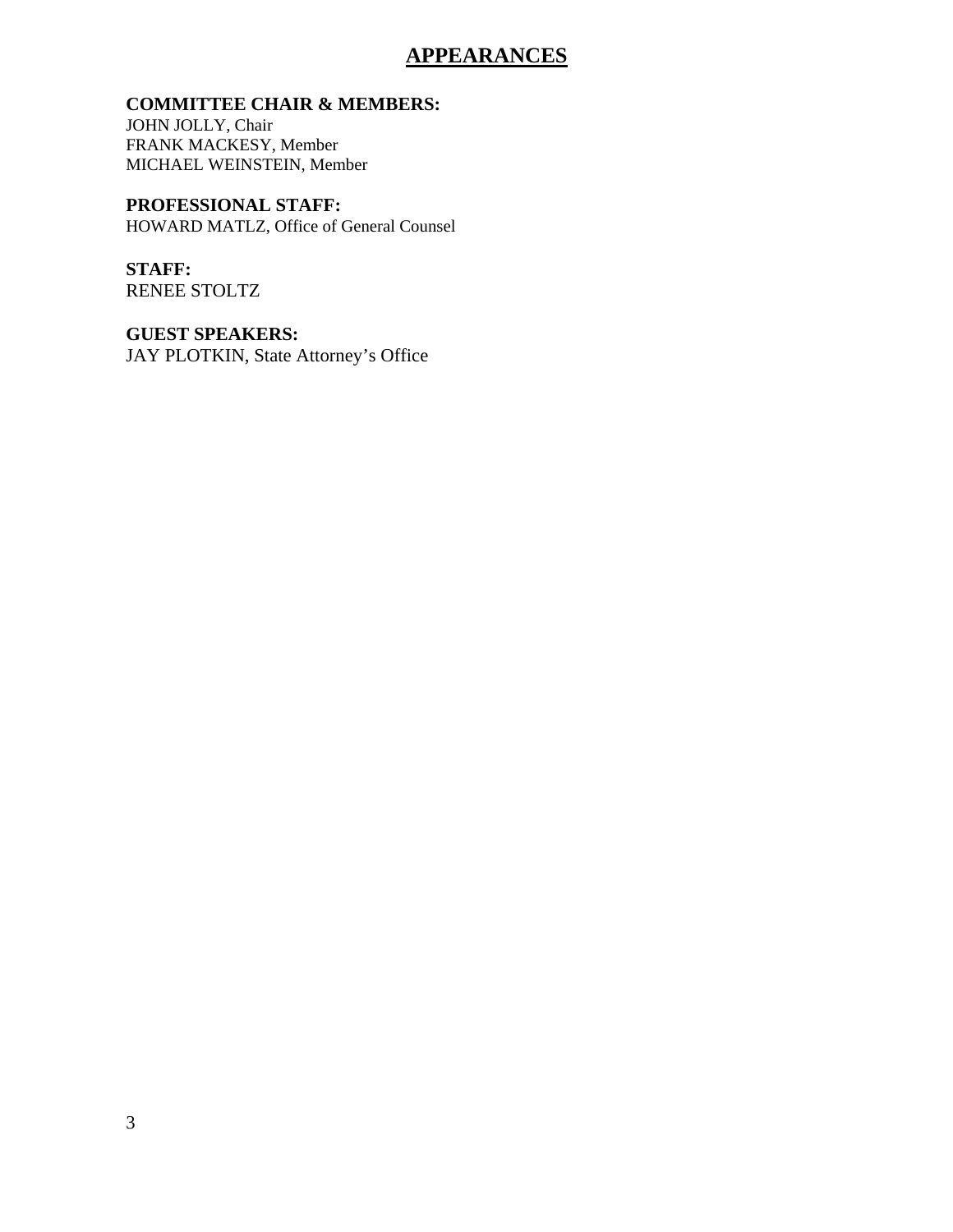# APPEARANCES

**COMMITTEE CHAIR & MEMBERS:**
JOHN JOLLY, Chair
FRANK MACKESY, Member
MICHAEL WEINSTEIN, Member

**PROFESSIONAL STAFF:**
HOWARD MATLZ, Office of General Counsel

**STAFF:**
RENEE STOLTZ

**GUEST SPEAKERS:**
JAY PLOTKIN, State Attorney's Office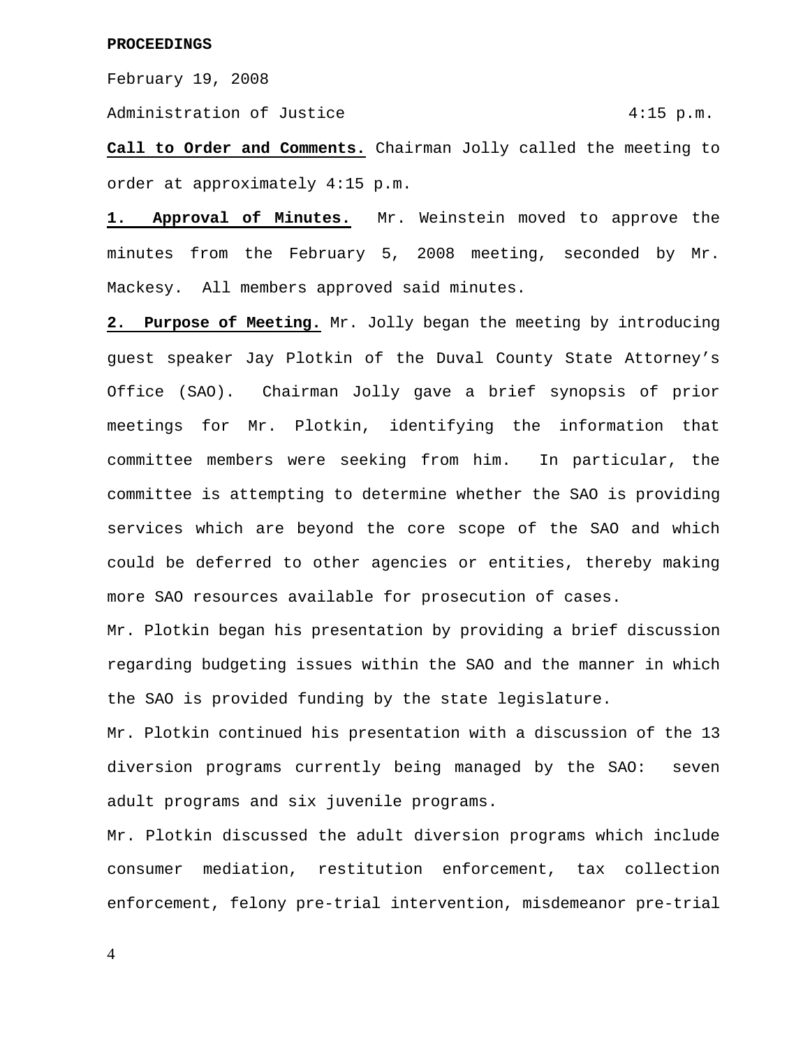**PROCEEDINGS**

February 19, 2008

Administration of Justice 4:15 p.m.

**Call to Order and Comments.** Chairman Jolly called the meeting to order at approximately 4:15 p.m.

**1. Approval of Minutes.** Mr. Weinstein moved to approve the minutes from the February 5, 2008 meeting, seconded by Mr. Mackesy. All members approved said minutes.

**2. Purpose of Meeting.** Mr. Jolly began the meeting by introducing guest speaker Jay Plotkin of the Duval County State Attorney's Office (SAO). Chairman Jolly gave a brief synopsis of prior meetings for Mr. Plotkin, identifying the information that committee members were seeking from him. In particular, the committee is attempting to determine whether the SAO is providing services which are beyond the core scope of the SAO and which could be deferred to other agencies or entities, thereby making more SAO resources available for prosecution of cases.

Mr. Plotkin began his presentation by providing a brief discussion regarding budgeting issues within the SAO and the manner in which the SAO is provided funding by the state legislature.

Mr. Plotkin continued his presentation with a discussion of the 13 diversion programs currently being managed by the SAO: seven adult programs and six juvenile programs.

Mr. Plotkin discussed the adult diversion programs which include consumer mediation, restitution enforcement, tax collection enforcement, felony pre-trial intervention, misdemeanor pre-trial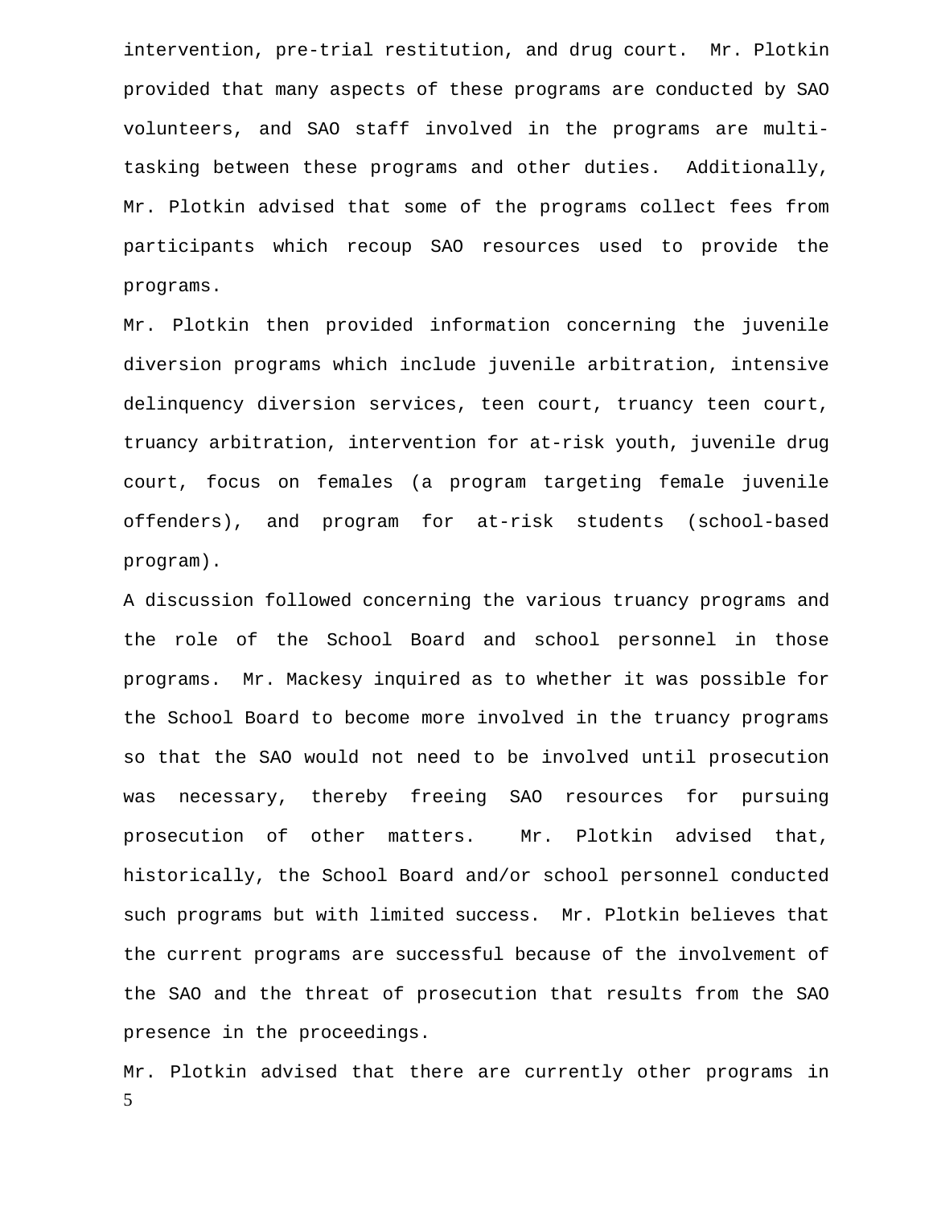intervention, pre-trial restitution, and drug court. Mr. Plotkin provided that many aspects of these programs are conducted by SAO volunteers, and SAO staff involved in the programs are multi-tasking between these programs and other duties. Additionally, Mr. Plotkin advised that some of the programs collect fees from participants which recoup SAO resources used to provide the programs.

Mr. Plotkin then provided information concerning the juvenile diversion programs which include juvenile arbitration, intensive delinquency diversion services, teen court, truancy teen court, truancy arbitration, intervention for at-risk youth, juvenile drug court, focus on females (a program targeting female juvenile offenders), and program for at-risk students (school-based program).

A discussion followed concerning the various truancy programs and the role of the School Board and school personnel in those programs. Mr. Mackesy inquired as to whether it was possible for the School Board to become more involved in the truancy programs so that the SAO would not need to be involved until prosecution was necessary, thereby freeing SAO resources for pursuing prosecution of other matters. Mr. Plotkin advised that, historically, the School Board and/or school personnel conducted such programs but with limited success. Mr. Plotkin believes that the current programs are successful because of the involvement of the SAO and the threat of prosecution that results from the SAO presence in the proceedings.

Mr. Plotkin advised that there are currently other programs in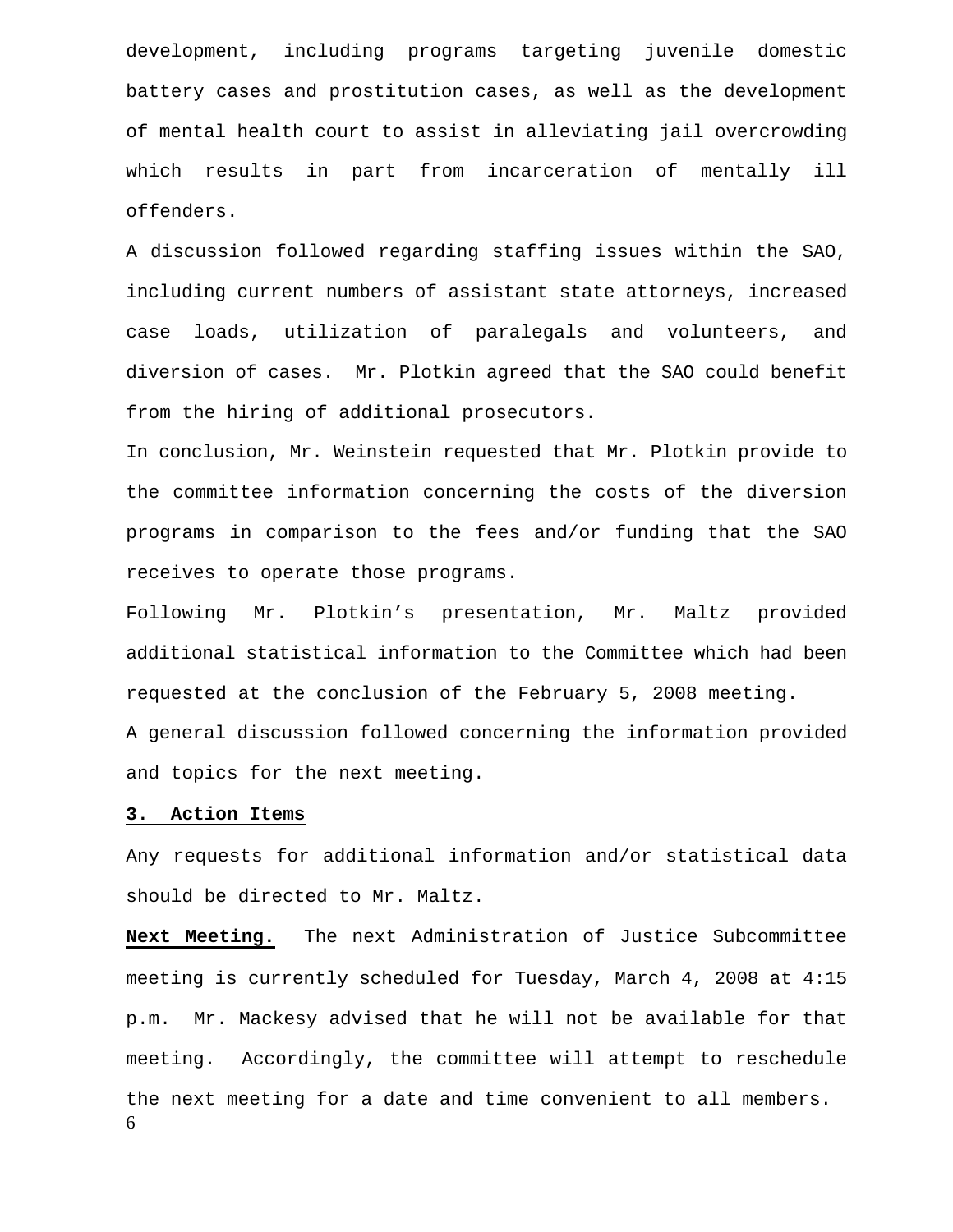development, including programs targeting juvenile domestic battery cases and prostitution cases, as well as the development of mental health court to assist in alleviating jail overcrowding which results in part from incarceration of mentally ill offenders.

A discussion followed regarding staffing issues within the SAO, including current numbers of assistant state attorneys, increased case loads, utilization of paralegals and volunteers, and diversion of cases. Mr. Plotkin agreed that the SAO could benefit from the hiring of additional prosecutors.

In conclusion, Mr. Weinstein requested that Mr. Plotkin provide to the committee information concerning the costs of the diversion programs in comparison to the fees and/or funding that the SAO receives to operate those programs.

Following Mr. Plotkin's presentation, Mr. Maltz provided additional statistical information to the Committee which had been requested at the conclusion of the February 5, 2008 meeting.

A general discussion followed concerning the information provided and topics for the next meeting.

**3. Action Items**

Any requests for additional information and/or statistical data should be directed to Mr. Maltz.

**Next Meeting.** The next Administration of Justice Subcommittee meeting is currently scheduled for Tuesday, March 4, 2008 at 4:15 p.m. Mr. Mackesy advised that he will not be available for that meeting. Accordingly, the committee will attempt to reschedule the next meeting for a date and time convenient to all members.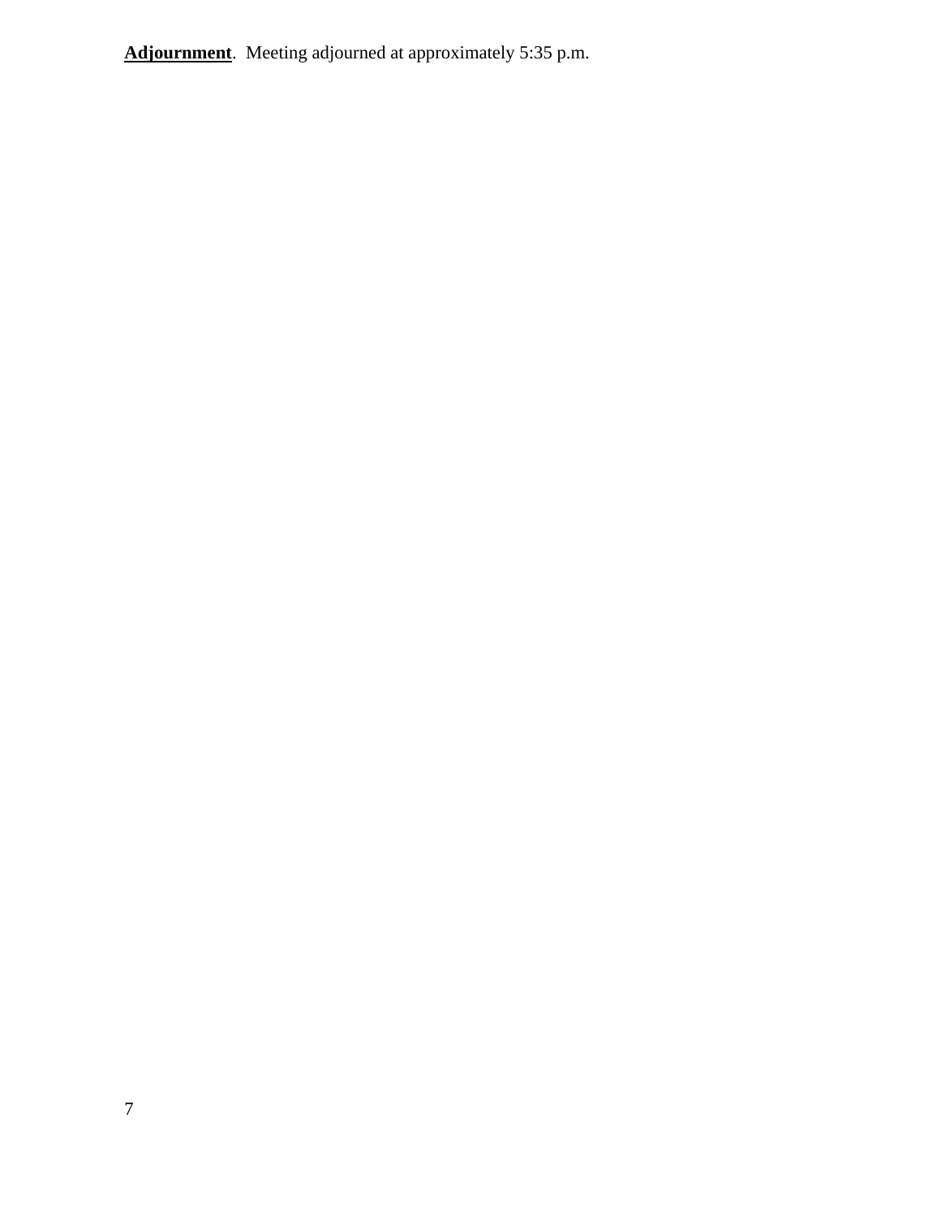**Adjournment**. Meeting adjourned at approximately 5:35 p.m.